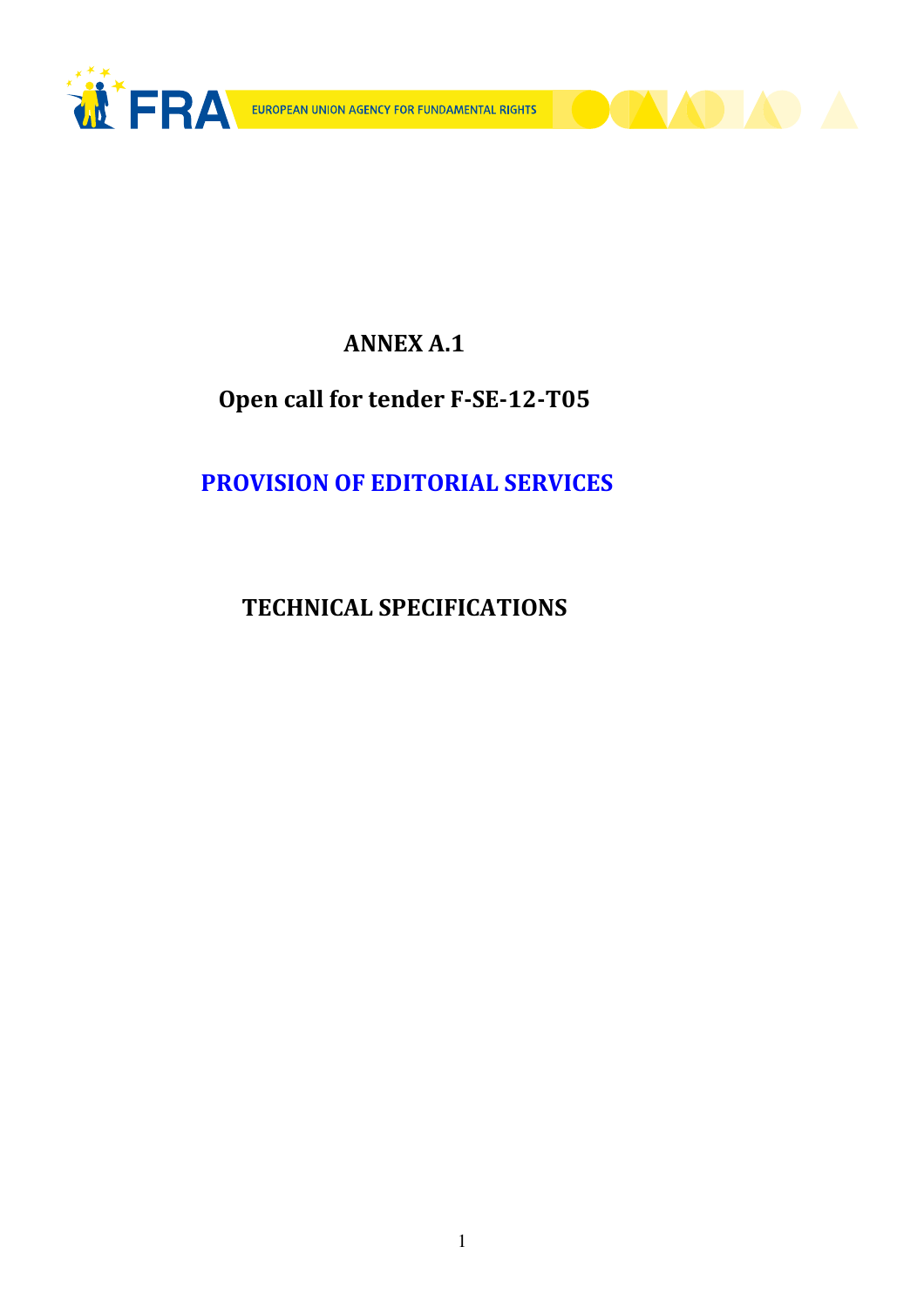# ANNEX A.1

## Open call for tender F-SE-12-T05

## PROVISION OF EDITORIAL SERVICES

## TECHNICAL SPECIFICATIONS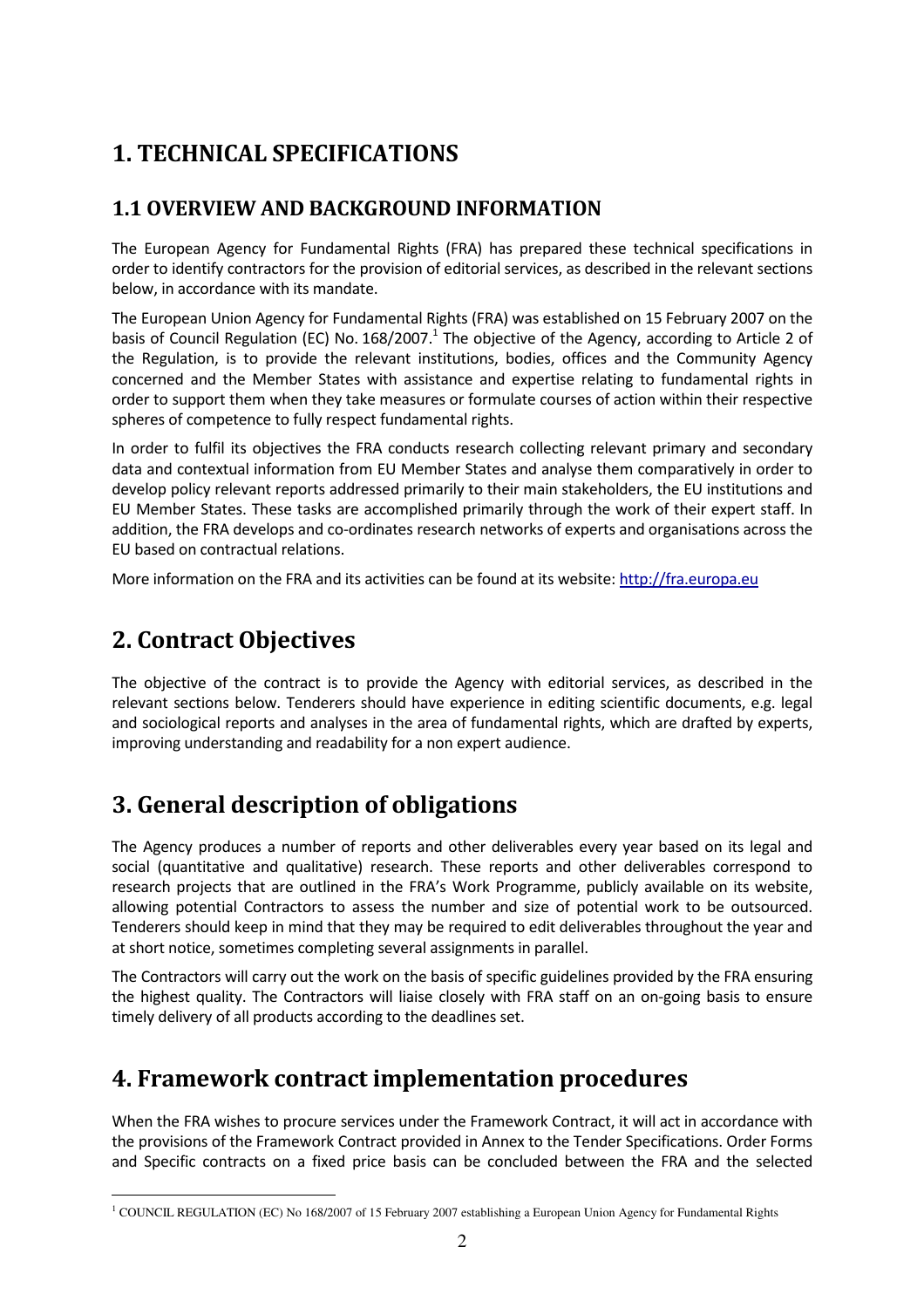# 1. TECHNICAL SPECIFICATIONS

## 1.1 OVERVIEW AND BACKGROUND INFORMATION

The European Agency for Fundamental Rights (FRA) has prepared these technical specifications in order to identify contractors for the provision of editorial services, as described in the relevant sections below, in accordance with its mandate.

The European Union Agency for Fundamental Rights (FRA) was established on 15 February 2007 on the basis of Council Regulation (EC) No. 168/2007.[1] The objective of the Agency, according to Article 2 of the Regulation, is to provide the relevant institutions, bodies, offices and the Community Agency concerned and the Member States with assistance and expertise relating to fundamental rights in order to support them when they take measures or formulate courses of action within their respective spheres of competence to fully respect fundamental rights.

In order to fulfil its objectives the FRA conducts research collecting relevant primary and secondary data and contextual information from EU Member States and analyse them comparatively in order to develop policy relevant reports addressed primarily to their main stakeholders, the EU institutions and EU Member States. These tasks are accomplished primarily through the work of their expert staff. In addition, the FRA develops and co-ordinates research networks of experts and organisations across the EU based on contractual relations.

More information on the FRA and its activities can be found at its website: http://fra.europa.eu

# 2. Contract Objectives

The objective of the contract is to provide the Agency with editorial services, as described in the relevant sections below. Tenderers should have experience in editing scientific documents, e.g. legal and sociological reports and analyses in the area of fundamental rights, which are drafted by experts, improving understanding and readability for a non expert audience.

# 3. General description of obligations

The Agency produces a number of reports and other deliverables every year based on its legal and social (quantitative and qualitative) research. These reports and other deliverables correspond to research projects that are outlined in the FRA's Work Programme, publicly available on its website, allowing potential Contractors to assess the number and size of potential work to be outsourced. Tenderers should keep in mind that they may be required to edit deliverables throughout the year and at short notice, sometimes completing several assignments in parallel.

The Contractors will carry out the work on the basis of specific guidelines provided by the FRA ensuring the highest quality. The Contractors will liaise closely with FRA staff on an on-going basis to ensure timely delivery of all products according to the deadlines set.

# 4. Framework contract implementation procedures

When the FRA wishes to procure services under the Framework Contract, it will act in accordance with the provisions of the Framework Contract provided in Annex to the Tender Specifications. Order Forms and Specific contracts on a fixed price basis can be concluded between the FRA and the selected

[1] COUNCIL REGULATION (EC) No 168/2007 of 15 February 2007 establishing a European Union Agency for Fundamental Rights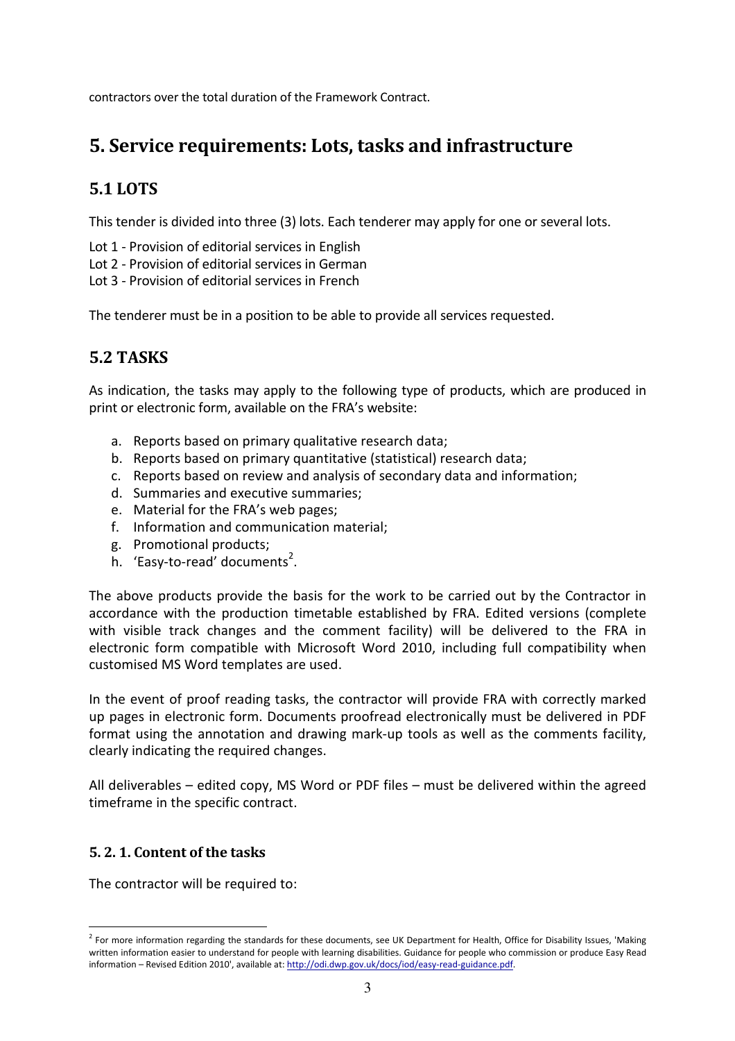contractors over the total duration of the Framework Contract.

# 5. Service requirements: Lots, tasks and infrastructure

## 5.1 LOTS

This tender is divided into three (3) lots. Each tenderer may apply for one or several lots.

Lot 1 - Provision of editorial services in English
Lot 2 - Provision of editorial services in German
Lot 3 - Provision of editorial services in French

The tenderer must be in a position to be able to provide all services requested.

## 5.2 TASKS

As indication, the tasks may apply to the following type of products, which are produced in print or electronic form, available on the FRA's website:

a. Reports based on primary qualitative research data;
b. Reports based on primary quantitative (statistical) research data;
c. Reports based on review and analysis of secondary data and information;
d. Summaries and executive summaries;
e. Material for the FRA's web pages;
f. Information and communication material;
g. Promotional products;
h. 'Easy-to-read' documents[2].

The above products provide the basis for the work to be carried out by the Contractor in accordance with the production timetable established by FRA. Edited versions (complete with visible track changes and the comment facility) will be delivered to the FRA in electronic form compatible with Microsoft Word 2010, including full compatibility when customised MS Word templates are used.

In the event of proof reading tasks, the contractor will provide FRA with correctly marked up pages in electronic form. Documents proofread electronically must be delivered in PDF format using the annotation and drawing mark-up tools as well as the comments facility, clearly indicating the required changes.

All deliverables – edited copy, MS Word or PDF files – must be delivered within the agreed timeframe in the specific contract.

### 5. 2. 1. Content of the tasks

The contractor will be required to:

[2] For more information regarding the standards for these documents, see UK Department for Health, Office for Disability Issues, 'Making written information easier to understand for people with learning disabilities. Guidance for people who commission or produce Easy Read information – Revised Edition 2010', available at: http://odi.dwp.gov.uk/docs/iod/easy-read-guidance.pdf.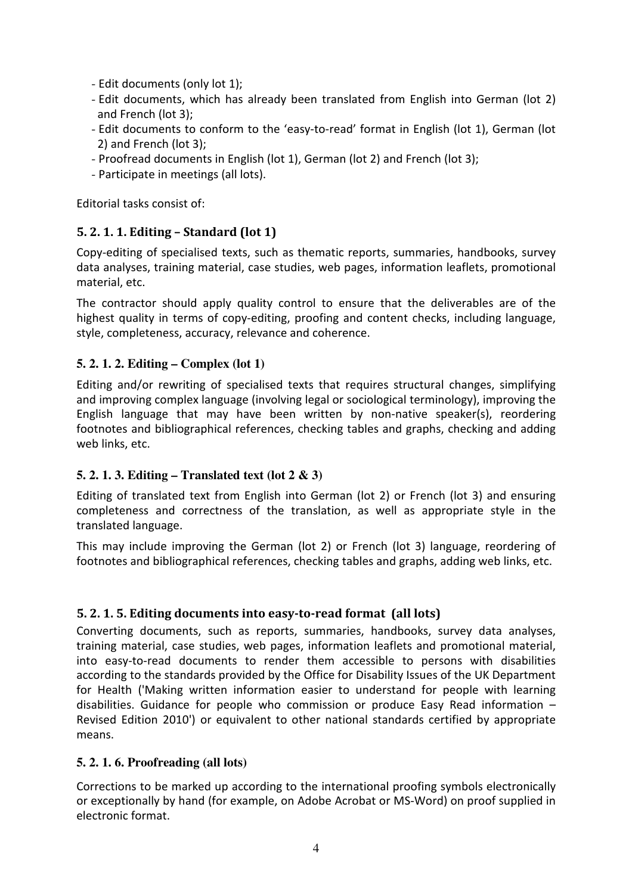- Edit documents (only lot 1);
- Edit documents, which has already been translated from English into German (lot 2) and French (lot 3);
- Edit documents to conform to the 'easy-to-read' format in English (lot 1), German (lot 2) and French (lot 3);
- Proofread documents in English (lot 1), German (lot 2) and French (lot 3);
- Participate in meetings (all lots).

Editorial tasks consist of:

### 5. 2. 1. 1. Editing – Standard (lot 1)

Copy-editing of specialised texts, such as thematic reports, summaries, handbooks, survey data analyses, training material, case studies, web pages, information leaflets, promotional material, etc.

The contractor should apply quality control to ensure that the deliverables are of the highest quality in terms of copy-editing, proofing and content checks, including language, style, completeness, accuracy, relevance and coherence.

### 5. 2. 1. 2. Editing – Complex (lot 1)

Editing and/or rewriting of specialised texts that requires structural changes, simplifying and improving complex language (involving legal or sociological terminology), improving the English language that may have been written by non-native speaker(s), reordering footnotes and bibliographical references, checking tables and graphs, checking and adding web links, etc.

### 5. 2. 1. 3. Editing – Translated text (lot 2 & 3)

Editing of translated text from English into German (lot 2) or French (lot 3) and ensuring completeness and correctness of the translation, as well as appropriate style in the translated language.

This may include improving the German (lot 2) or French (lot 3) language, reordering of footnotes and bibliographical references, checking tables and graphs, adding web links, etc.

### 5. 2. 1. 5. Editing documents into easy-to-read format (all lots)

Converting documents, such as reports, summaries, handbooks, survey data analyses, training material, case studies, web pages, information leaflets and promotional material, into easy-to-read documents to render them accessible to persons with disabilities according to the standards provided by the Office for Disability Issues of the UK Department for Health ('Making written information easier to understand for people with learning disabilities. Guidance for people who commission or produce Easy Read information – Revised Edition 2010') or equivalent to other national standards certified by appropriate means.

### 5. 2. 1. 6. Proofreading (all lots)

Corrections to be marked up according to the international proofing symbols electronically or exceptionally by hand (for example, on Adobe Acrobat or MS-Word) on proof supplied in electronic format.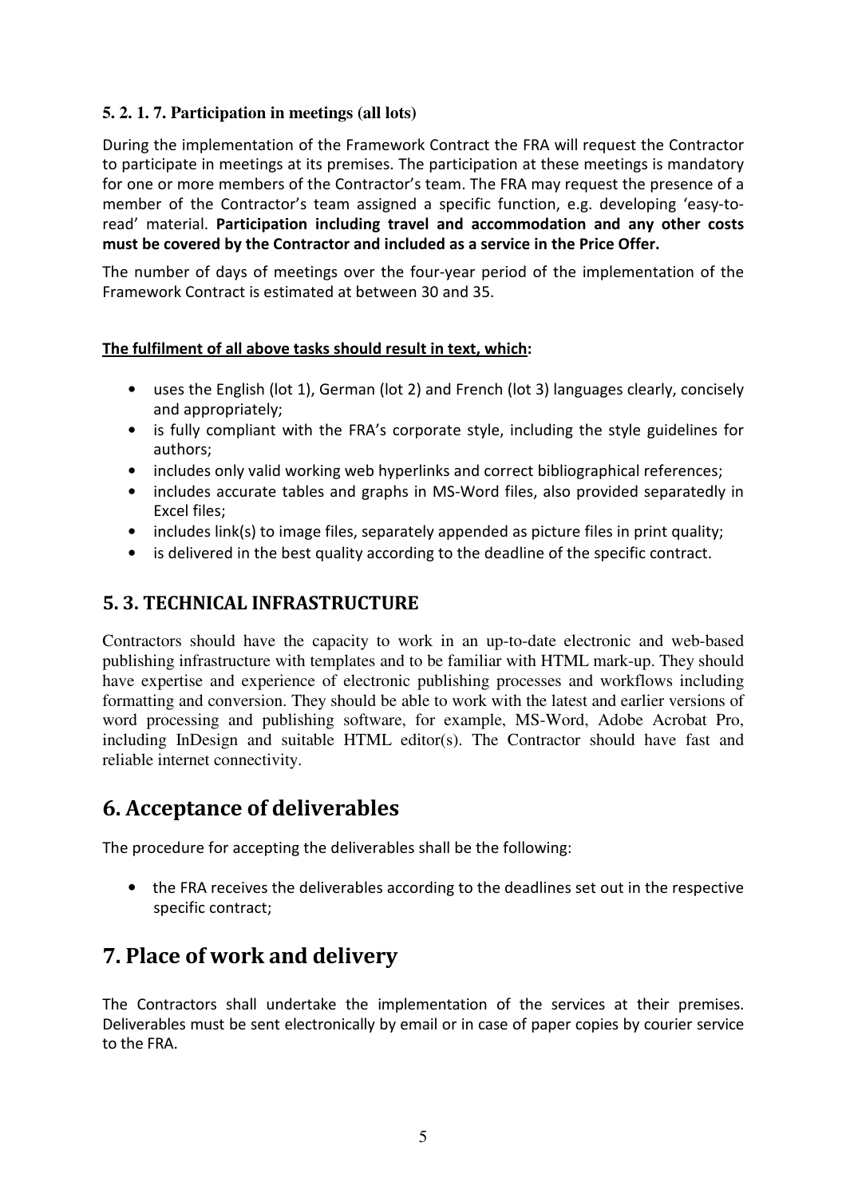### 5. 2. 1. 7. Participation in meetings (all lots)

During the implementation of the Framework Contract the FRA will request the Contractor to participate in meetings at its premises. The participation at these meetings is mandatory for one or more members of the Contractor's team. The FRA may request the presence of a member of the Contractor's team assigned a specific function, e.g. developing 'easy-to-read' material. **Participation including travel and accommodation and any other costs must be covered by the Contractor and included as a service in the Price Offer.**

The number of days of meetings over the four-year period of the implementation of the Framework Contract is estimated at between 30 and 35.

**The fulfilment of all above tasks should result in text, which:**

- uses the English (lot 1), German (lot 2) and French (lot 3) languages clearly, concisely and appropriately;
- is fully compliant with the FRA's corporate style, including the style guidelines for authors;
- includes only valid working web hyperlinks and correct bibliographical references;
- includes accurate tables and graphs in MS-Word files, also provided separatedly in Excel files;
- includes link(s) to image files, separately appended as picture files in print quality;
- is delivered in the best quality according to the deadline of the specific contract.

## 5. 3. TECHNICAL INFRASTRUCTURE

Contractors should have the capacity to work in an up-to-date electronic and web-based publishing infrastructure with templates and to be familiar with HTML mark-up. They should have expertise and experience of electronic publishing processes and workflows including formatting and conversion. They should be able to work with the latest and earlier versions of word processing and publishing software, for example, MS-Word, Adobe Acrobat Pro, including InDesign and suitable HTML editor(s). The Contractor should have fast and reliable internet connectivity.

# 6. Acceptance of deliverables

The procedure for accepting the deliverables shall be the following:

- the FRA receives the deliverables according to the deadlines set out in the respective specific contract;

# 7. Place of work and delivery

The Contractors shall undertake the implementation of the services at their premises. Deliverables must be sent electronically by email or in case of paper copies by courier service to the FRA.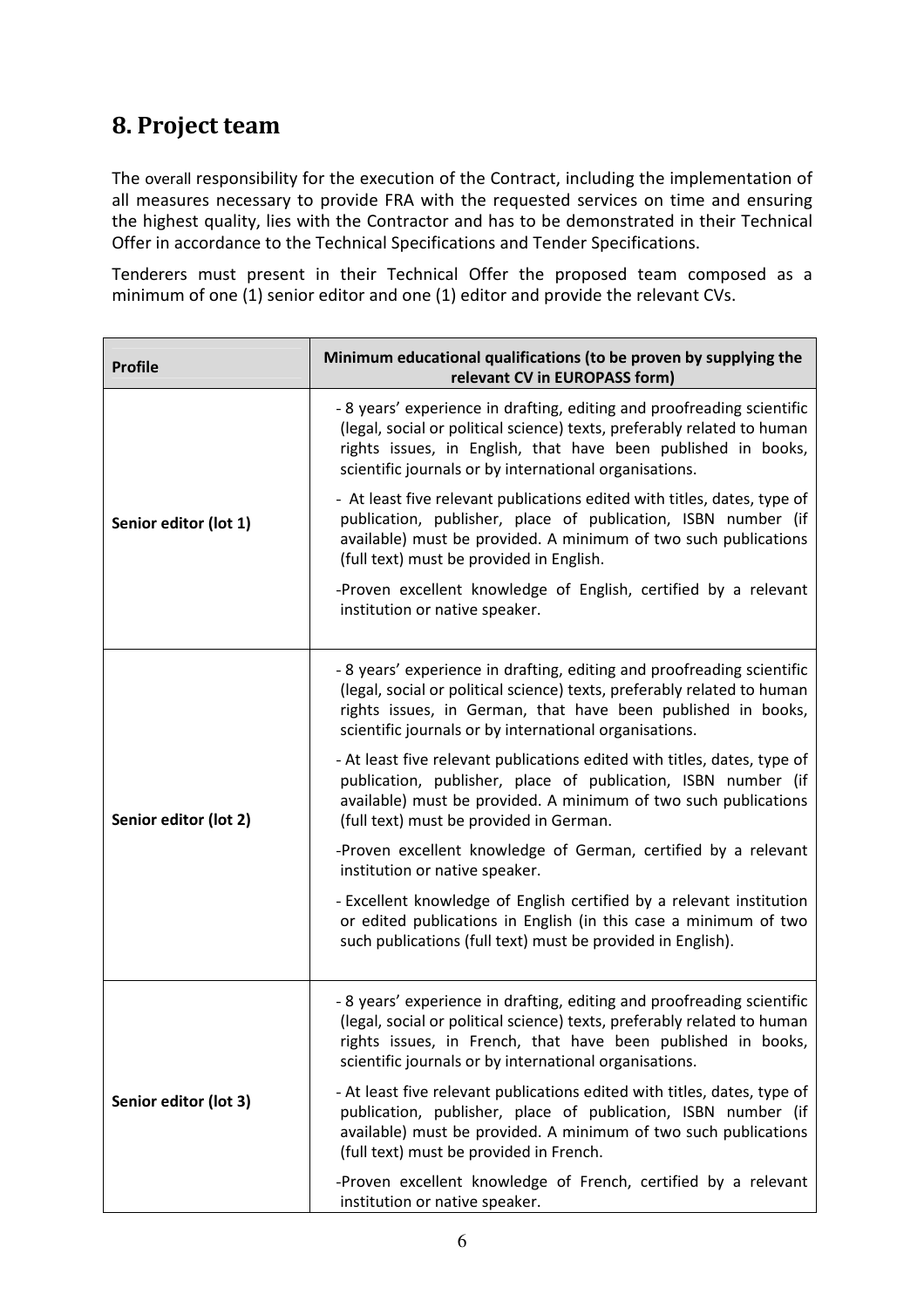## 8. Project team

The overall responsibility for the execution of the Contract, including the implementation of all measures necessary to provide FRA with the requested services on time and ensuring the highest quality, lies with the Contractor and has to be demonstrated in their Technical Offer in accordance to the Technical Specifications and Tender Specifications.

Tenderers must present in their Technical Offer the proposed team composed as a minimum of one (1) senior editor and one (1) editor and provide the relevant CVs.

| Profile | Minimum educational qualifications (to be proven by supplying the relevant CV in EUROPASS form) |
|---|---|
| Senior editor (lot 1) | - 8 years' experience in drafting, editing and proofreading scientific (legal, social or political science) texts, preferably related to human rights issues, in English, that have been published in books, scientific journals or by international organisations.<br>- At least five relevant publications edited with titles, dates, type of publication, publisher, place of publication, ISBN number (if available) must be provided. A minimum of two such publications (full text) must be provided in English.<br>-Proven excellent knowledge of English, certified by a relevant institution or native speaker. |
| Senior editor (lot 2) | - 8 years' experience in drafting, editing and proofreading scientific (legal, social or political science) texts, preferably related to human rights issues, in German, that have been published in books, scientific journals or by international organisations.<br>- At least five relevant publications edited with titles, dates, type of publication, publisher, place of publication, ISBN number (if available) must be provided. A minimum of two such publications (full text) must be provided in German.<br>-Proven excellent knowledge of German, certified by a relevant institution or native speaker.<br>- Excellent knowledge of English certified by a relevant institution or edited publications in English (in this case a minimum of two such publications (full text) must be provided in English). |
| Senior editor (lot 3) | - 8 years' experience in drafting, editing and proofreading scientific (legal, social or political science) texts, preferably related to human rights issues, in French, that have been published in books, scientific journals or by international organisations.<br>- At least five relevant publications edited with titles, dates, type of publication, publisher, place of publication, ISBN number (if available) must be provided. A minimum of two such publications (full text) must be provided in French.<br>-Proven excellent knowledge of French, certified by a relevant institution or native speaker. |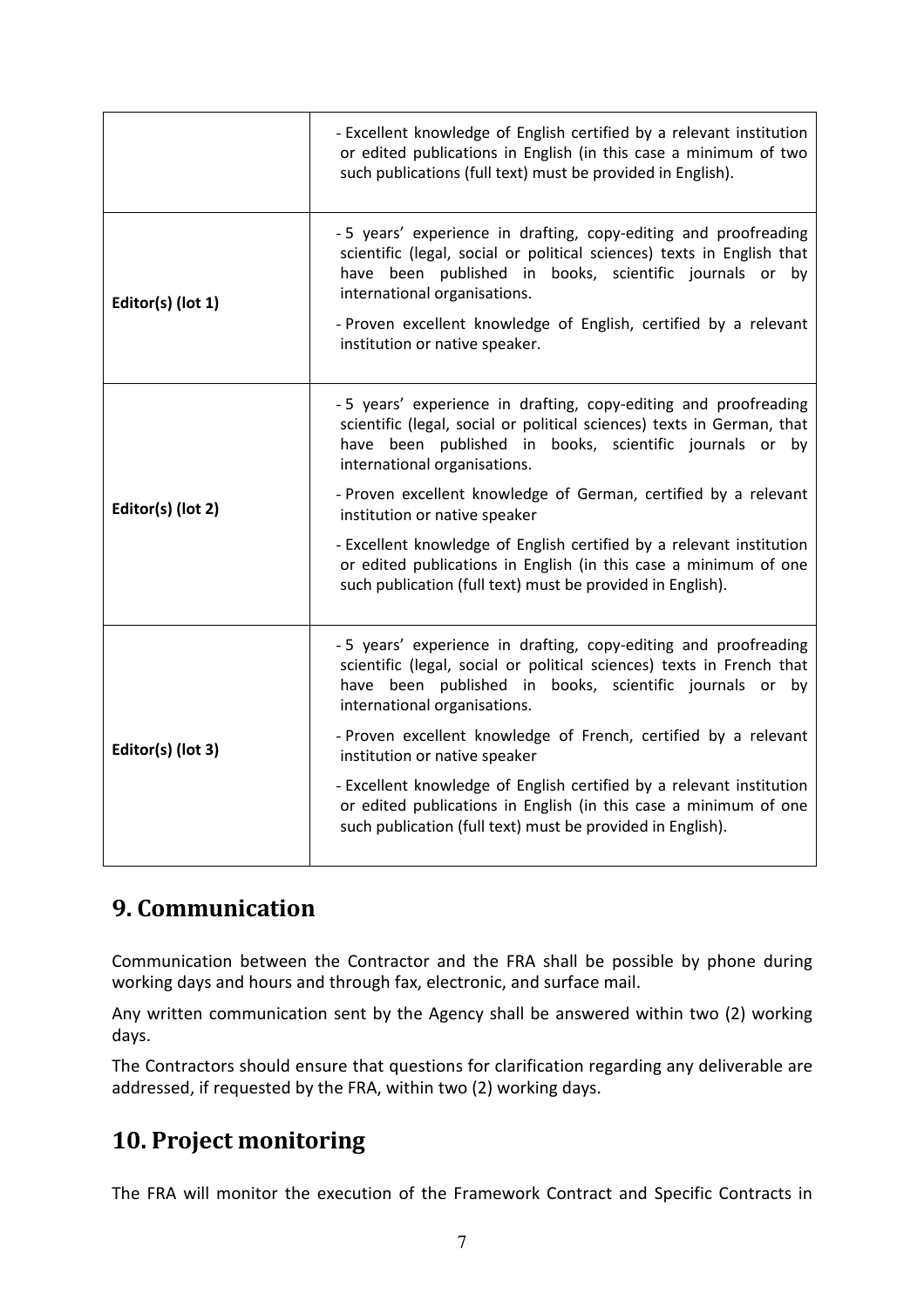| | |
|---|---|
| | - Excellent knowledge of English certified by a relevant institution or edited publications in English (in this case a minimum of two such publications (full text) must be provided in English). |
| **Editor(s) (lot 1)** | - 5 years' experience in drafting, copy-editing and proofreading scientific (legal, social or political sciences) texts in English that have been published in books, scientific journals or by international organisations.<br>- Proven excellent knowledge of English, certified by a relevant institution or native speaker. |
| **Editor(s) (lot 2)** | - 5 years' experience in drafting, copy-editing and proofreading scientific (legal, social or political sciences) texts in German, that have been published in books, scientific journals or by international organisations.<br>- Proven excellent knowledge of German, certified by a relevant institution or native speaker<br>- Excellent knowledge of English certified by a relevant institution or edited publications in English (in this case a minimum of one such publication (full text) must be provided in English). |
| **Editor(s) (lot 3)** | - 5 years' experience in drafting, copy-editing and proofreading scientific (legal, social or political sciences) texts in French that have been published in books, scientific journals or by international organisations.<br>- Proven excellent knowledge of French, certified by a relevant institution or native speaker<br>- Excellent knowledge of English certified by a relevant institution or edited publications in English (in this case a minimum of one such publication (full text) must be provided in English). |

# 9. Communication

Communication between the Contractor and the FRA shall be possible by phone during working days and hours and through fax, electronic, and surface mail.

Any written communication sent by the Agency shall be answered within two (2) working days.

The Contractors should ensure that questions for clarification regarding any deliverable are addressed, if requested by the FRA, within two (2) working days.

# 10. Project monitoring

The FRA will monitor the execution of the Framework Contract and Specific Contracts in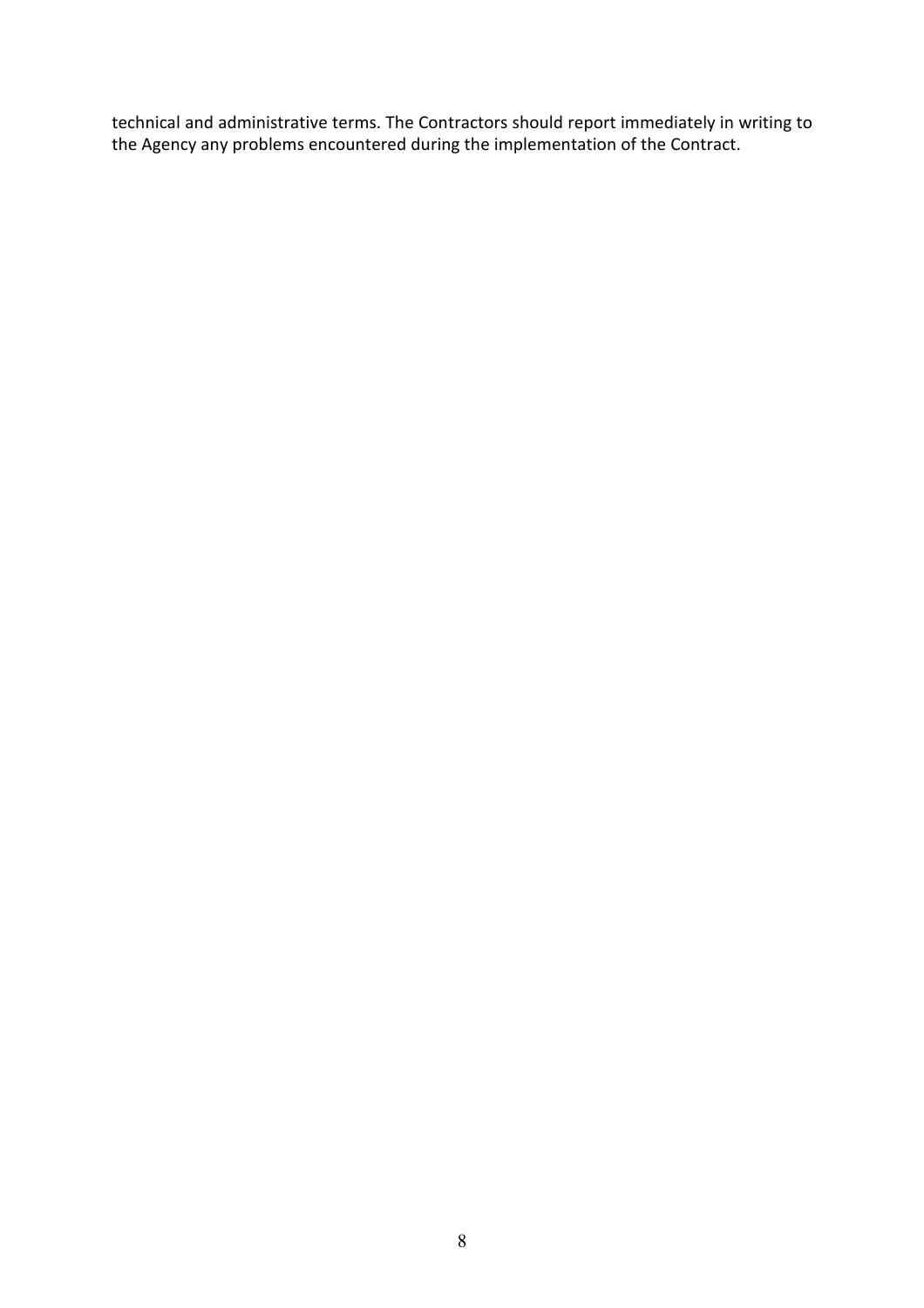technical and administrative terms. The Contractors should report immediately in writing to the Agency any problems encountered during the implementation of the Contract.